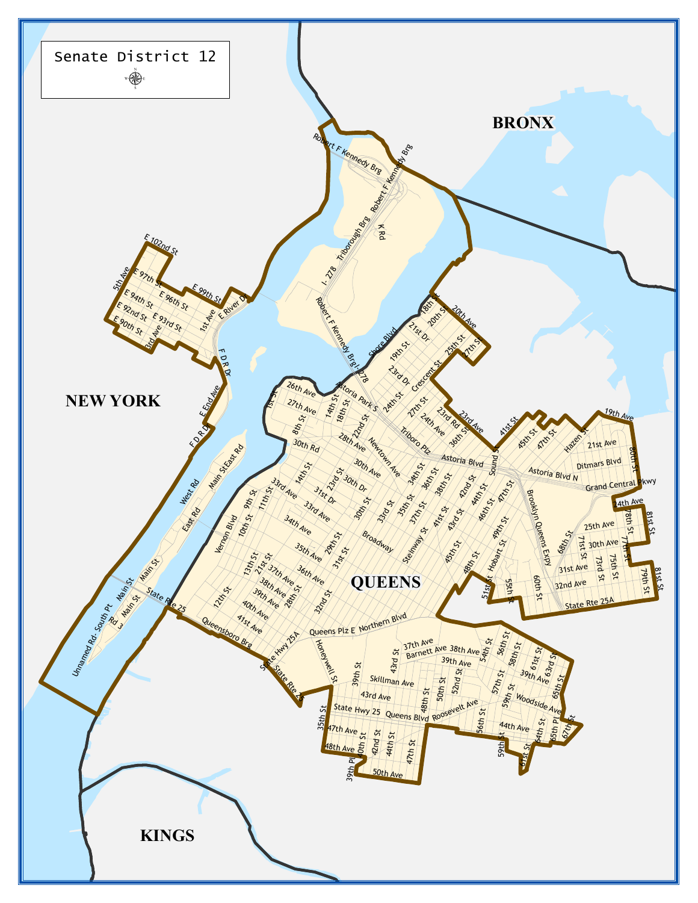# Senate District 12

BRONX

NEW YORK

QUEENS

KINGS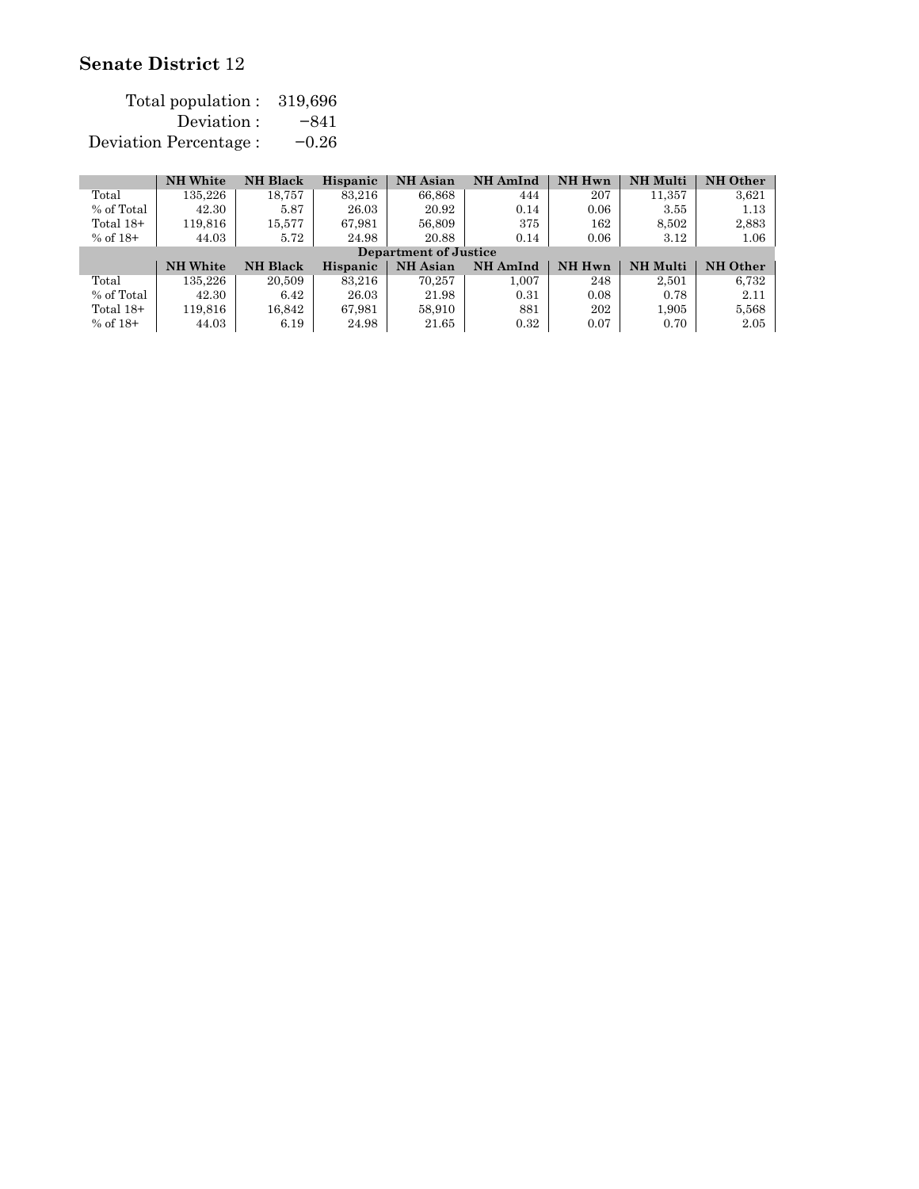## **Senate District** 12

Total population : 319,696
Deviation : −841
Deviation Percentage : −0.26

| | NH White | NH Black | Hispanic | NH Asian | NH AmInd | NH Hwn | NH Multi | NH Other |
|---|---|---|---|---|---|---|---|---|
| Total | 135,226 | 18,757 | 83,216 | 66,868 | 444 | 207 | 11,357 | 3,621 |
| % of Total | 42.30 | 5.87 | 26.03 | 20.92 | 0.14 | 0.06 | 3.55 | 1.13 |
| Total 18+ | 119,816 | 15,577 | 67,981 | 56,809 | 375 | 162 | 8,502 | 2,883 |
| % of 18+ | 44.03 | 5.72 | 24.98 | 20.88 | 0.14 | 0.06 | 3.12 | 1.06 |
| **Department of Justice** | | | | | | | | |
| | NH White | NH Black | Hispanic | NH Asian | NH AmInd | NH Hwn | NH Multi | NH Other |
| Total | 135,226 | 20,509 | 83,216 | 70,257 | 1,007 | 248 | 2,501 | 6,732 |
| % of Total | 42.30 | 6.42 | 26.03 | 21.98 | 0.31 | 0.08 | 0.78 | 2.11 |
| Total 18+ | 119,816 | 16,842 | 67,981 | 58,910 | 881 | 202 | 1,905 | 5,568 |
| % of 18+ | 44.03 | 6.19 | 24.98 | 21.65 | 0.32 | 0.07 | 0.70 | 2.05 |